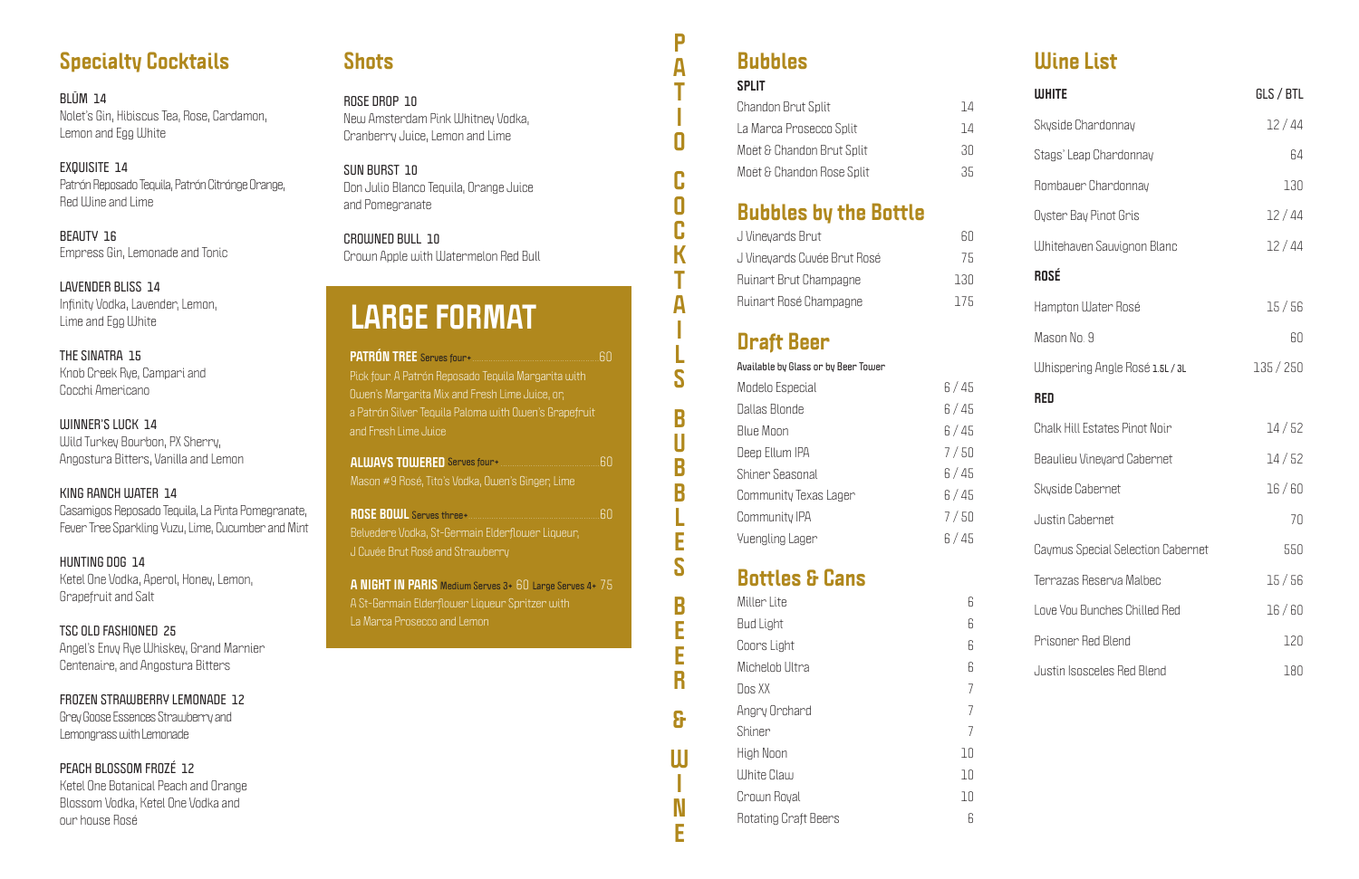## Specialty Cocktails

**BLÜM 14**
Nolet's Gin, Hibiscus Tea, Rose, Cardamon, Lemon and Egg White

**EXQUISITE 14**
Patrón Reposado Tequila, Patrón Citrónge Orange, Red Wine and Lime

**BEAUTY 16**
Empress Gin, Lemonade and Tonic

**LAVENDER BLISS 14**
Infinity Vodka, Lavender, Lemon, Lime and Egg White

**THE SINATRA 15**
Knob Creek Rye, Campari and Cocchi Americano

**WINNER'S LUCK 14**
Wild Turkey Bourbon, PX Sherry, Angostura Bitters, Vanilla and Lemon

**KING RANCH WATER 14**
Casamigos Reposado Tequila, La Pinta Pomegranate, Fever Tree Sparkling Yuzu, Lime, Cucumber and Mint

**HUNTING DOG 14**
Ketel One Vodka, Aperol, Honey, Lemon, Grapefruit and Salt

**TSC OLD FASHIONED 25**
Angel's Envy Rye Whiskey, Grand Marnier Centenaire, and Angostura Bitters

**FROZEN STRAWBERRY LEMONADE 12**
Grey Goose Essences Strawberry and Lemongrass with Lemonade

**PEACH BLOSSOM FROZÉ 12**
Ketel One Botanical Peach and Orange Blossom Vodka, Ketel One Vodka and our house Rosé

## Shots

**ROSE DROP 10**
New Amsterdam Pink Whitney Vodka, Cranberry Juice, Lemon and Lime

**SUN BURST 10**
Don Julio Blanco Tequila, Orange Juice and Pomegranate

**CROWNED BULL 10**
Crown Apple with Watermelon Red Bull

## LARGE FORMAT

**PATRÓN TREE** Serves four+ — 60
Pick four A Patrón Reposado Tequila Margarita with Owen's Margarita Mix and Fresh Lime Juice, or, a Patrón Silver Tequila Paloma with Owen's Grapefruit and Fresh Lime Juice

**ALWAYS TOWERED** Serves four+ — 60
Mason #9 Rosé, Tito's Vodka, Owen's Ginger, Lime

**ROSE BOWL** Serves three+ — 60
Belvedere Vodka, St-Germain Elderflower Liqueur, J Cuvée Brut Rosé and Strawberry

**A NIGHT IN PARIS** Medium Serves 3+ 60 Large Serves 4+ 75
A St-Germain Elderflower Liqueur Spritzer with La Marca Prosecco and Lemon

PATIO COCKTAILS BUBBLES BEER & WINE

## Bubbles

| SPLIT | |
|---|---|
| Chandon Brut Split | 14 |
| La Marca Prosecco Split | 14 |
| Moët & Chandon Brut Split | 30 |
| Moët & Chandon Rose Split | 35 |

## Bubbles by the Bottle

| | |
|---|---|
| J Vineyards Brut | 60 |
| J Vineyards Cuvée Brut Rosé | 75 |
| Ruinart Brut Champagne | 130 |
| Ruinart Rosé Champagne | 175 |

## Draft Beer

Available by Glass or by Beer Tower

| | |
|---|---|
| Modelo Especial | 6 / 45 |
| Dallas Blonde | 6 / 45 |
| Blue Moon | 6 / 45 |
| Deep Ellum IPA | 7 / 50 |
| Shiner Seasonal | 6 / 45 |
| Community Texas Lager | 6 / 45 |
| Community IPA | 7 / 50 |
| Yuengling Lager | 6 / 45 |

## Bottles & Cans

| | |
|---|---|
| Miller Lite | 6 |
| Bud Light | 6 |
| Coors Light | 6 |
| Michelob Ultra | 6 |
| Dos XX | 7 |
| Angry Orchard | 7 |
| Shiner | 7 |
| High Noon | 10 |
| White Claw | 10 |
| Crown Royal | 10 |
| Rotating Craft Beers | 6 |

## Wine List

| WHITE | GLS / BTL |
|---|---|
| Skyside Chardonnay | 12 / 44 |
| Stags' Leap Chardonnay | 64 |
| Rombauer Chardonnay | 130 |
| Oyster Bay Pinot Gris | 12 / 44 |
| Whitehaven Sauvignon Blanc | 12 / 44 |
| **ROSÉ** | |
| Hampton Water Rosé | 15 / 56 |
| Mason No. 9 | 60 |
| Whispering Angle Rosé 1.5L / 3L | 135 / 250 |
| **RED** | |
| Chalk Hill Estates Pinot Noir | 14 / 52 |
| Beaulieu Vineyard Cabernet | 14 / 52 |
| Skyside Cabernet | 16 / 60 |
| Justin Cabernet | 70 |
| Caymus Special Selection Cabernet | 550 |
| Terrazas Reserva Malbec | 15 / 56 |
| Love You Bunches Chilled Red | 16 / 60 |
| Prisoner Red Blend | 120 |
| Justin Isosceles Red Blend | 180 |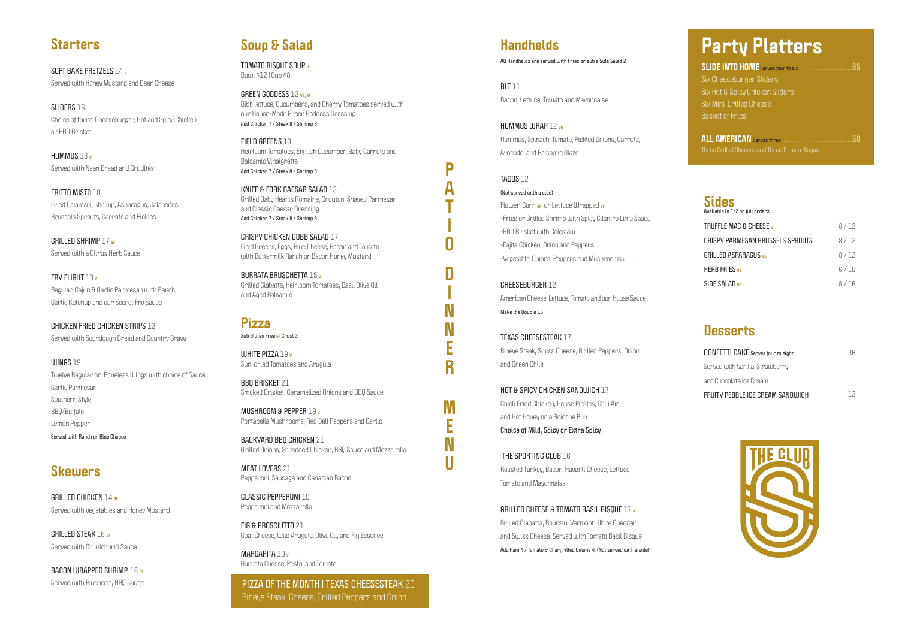## Starters

SOFT BAKE PRETZELS 14 V
Served with Honey Mustard and Beer Cheese

SLIDERS 16
Choice of three. Cheeseburger, Hot and Spicy Chicken or BBQ Brisket

HUMMUS 13 V
Served with Naan Bread and Crudités

FRITTO MISTO 18
Fried Calamari, Shrimp, Asparagus, Jalapeños, Brussels Sprouts, Carrots and Pickles

GRILLED SHRIMP 17 GF
Served with a Citrus Herb Sauce

FRY FLIGHT 13 V
Regular, Cajun & Garlic Parmesan with Ranch, Garlic Ketchup and our Secret Fry Sauce

CHICKEN FRIED CHICKEN STRIPS 13
Served with Sourdough Bread and Country Gravy

WINGS 19
Twelve Regular or Boneless Wings with choice of Sauce
Garlic Parmesan
Southern Style
BBQ/Buffalo
Lemon Pepper
**Served with Ranch or Blue Cheese**

## Skewers

GRILLED CHICKEN 14 GF
Served with Vegetables and Honey Mustard

GRILLED STEAK 16 GF
Served with Chimichurri Sauce

BACON WRAPPED SHRIMP 16 GF
Served with Blueberry BBQ Sauce

## Soup & Salad

TOMATO BISQUE SOUP V
Bowl $12 | Cup $8

GREEN GODDESS 13 VG, GF
Bibb lettuce, Cucumbers, and Cherry Tomatoes served with our House-Made Green Goddess Dressing
**Add Chicken 7 / Steak 8 / Shrimp 9**

FIELD GREENS 13
Heirloom Tomatoes, English Cucumber, Baby Carrots and Balsamic Vinaigrette
**Add Chicken 7 / Steak 8 / Shrimp 9**

KNIFE & FORK CAESAR SALAD 13
Grilled Baby Hearts Romaine, Crouton, Shaved Parmesan and Classic Caesar Dressing
**Add Chicken 7 / Steak 8 / Shrimp 9**

CRISPY CHICKEN COBB SALAD 17
Field Greens, Eggs, Blue Cheese, Bacon and Tomato with Buttermilk Ranch or Bacon Honey Mustard

BURRATA BRUSCHETTA 15 V
Grilled Ciabatta, Heirloom Tomatoes, Basil Olive Oil and Aged Balsamic

## Pizza

**Sub Gluten Free GF Crust 3**

WHITE PIZZA 19 V
Sun-dried Tomatoes and Arugula

BBQ BRISKET 21
Smoked Brisket, Caramelized Onions and BBQ Sauce

MUSHROOM & PEPPER 19 V
Portabella Mushrooms, Red Bell Peppers and Garlic

BACKYARD BBQ CHICKEN 21
Grilled Onions, Shredded Chicken, BBQ Sauce and Mozzarella

MEAT LOVERS 21
Pepperoni, Sausage and Canadian Bacon

CLASSIC PEPPERONI 19
Pepperoni and Mozzarella

FIG & PROSCIUTTO 21
Goat Cheese, Wild Arugula, Olive Oil, and Fig Essence

MARGARITA 19 V
Burrata Cheese, Pesto, and Tomato

PIZZA OF THE MONTH | TEXAS CHEESESTEAK 20
Ribeye Steak, Cheese, Grilled Peppers and Onion

# PATIO DINNER MENU

## Handhelds

**All Handhelds are served with Fries or sub a Side Salad 2**

BLT 11
Bacon, Lettuce, Tomato and Mayonnaise

HUMMUS WRAP 12 VG
Hummus, Spinach, Tomato, Pickled Onions, Carrots, Avocado, and Balsamic Glaze

TACOS 12
**(Not served with a side)**
Flower, Corn GF, or Lettuce Wrapped GF
-Fried or Grilled Shrimp with Spicy Cilantro Lime Sauce
-BBQ Brisket with Coleslaw
-Fajita Chicken, Onion and Peppers
-Vegetable, Onions, Peppers and Mushrooms V

CHEESEBURGER 12
American Cheese, Lettuce, Tomato and our House Sauce
**Make it a Double 15**

TEXAS CHEESESTEAK 17
Ribeye Steak, Swiss Cheese, Grilled Peppers, Onion and Green Chile

HOT & SPICY CHICKEN SANDWICH 17
Chick Fried Chicken, House Pickles, Chili Aioli and Hot Honey on a Brioche Bun
Choice of Mild, Spicy or Extra Spicy

THE SPORTING CLUB 16
Roasted Turkey, Bacon, Havarti Cheese, Lettuce, Tomato and Mayonnaise

GRILLED CHEESE & TOMATO BASIL BISQUE 17 V
Grilled Ciabatta, Boursin, Vermont White Cheddar and Swiss Cheese. Served with Tomato Basil Bisque
**Add Ham 4 / Tomato & Chargrilled Onions 4. (Not served with a side)**

## Party Platters

**SLIDE INTO HOME** Serves four to six ..... 85
Six Cheeseburger Sliders
Six Hot & Spicy Chicken Sliders
Six Mini-Grilled Cheese
Basket of Fries

**ALL AMERICAN** Serves three ..... 50
Three Grilled Cheeses and Three Tomato Bisque

## Sides

**Available in 1/2 or full orders**

| | |
|---|---|
| TRUFFLE MAC & CHEESE V | 8 / 12 |
| CRISPY PARMESAN BRUSSELS SPROUTS | 8 / 12 |
| GRILLED ASPARAGUS VG | 8 / 12 |
| HERB FRIES VG | 6 / 10 |
| SIDE SALAD VG | 8 / 16 |

## Desserts

CONFETTI CAKE Serves four to eight 36
Served with Vanilla, Strawberry and Chocolate Ice Cream

FRUITY PEBBLE ICE CREAM SANDWICH 13

THE CLUB